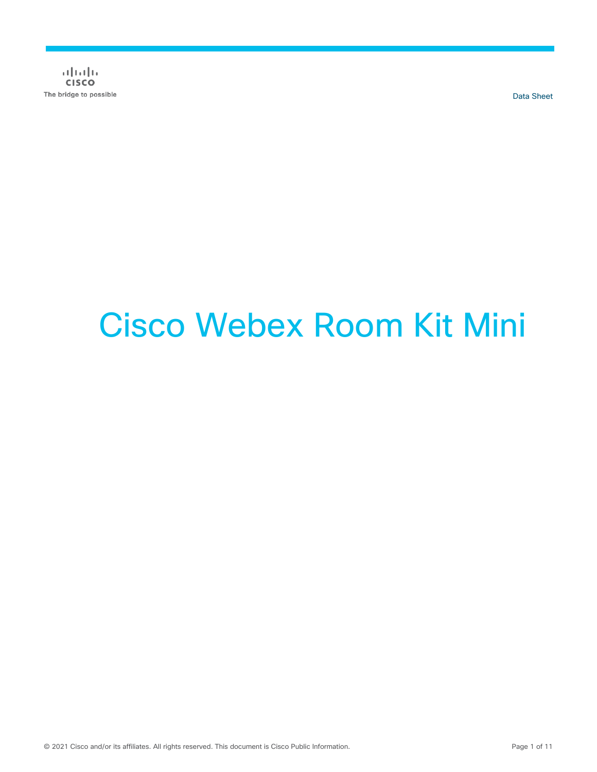Data Sheet

# Cisco Webex Room Kit Mini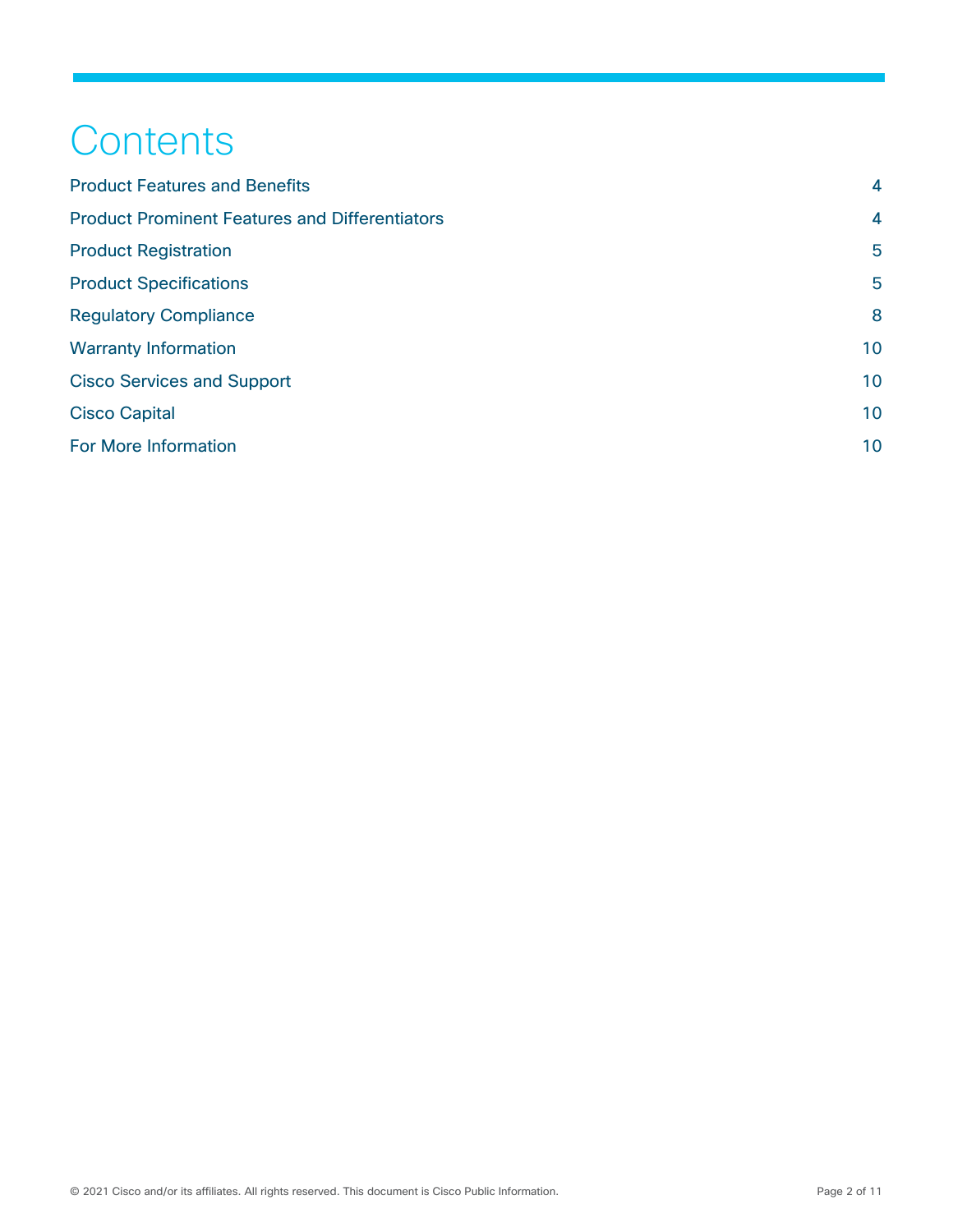# Contents

| | |
|---|---|
| Product Features and Benefits | 4 |
| Product Prominent Features and Differentiators | 4 |
| Product Registration | 5 |
| Product Specifications | 5 |
| Regulatory Compliance | 8 |
| Warranty Information | 10 |
| Cisco Services and Support | 10 |
| Cisco Capital | 10 |
| For More Information | 10 |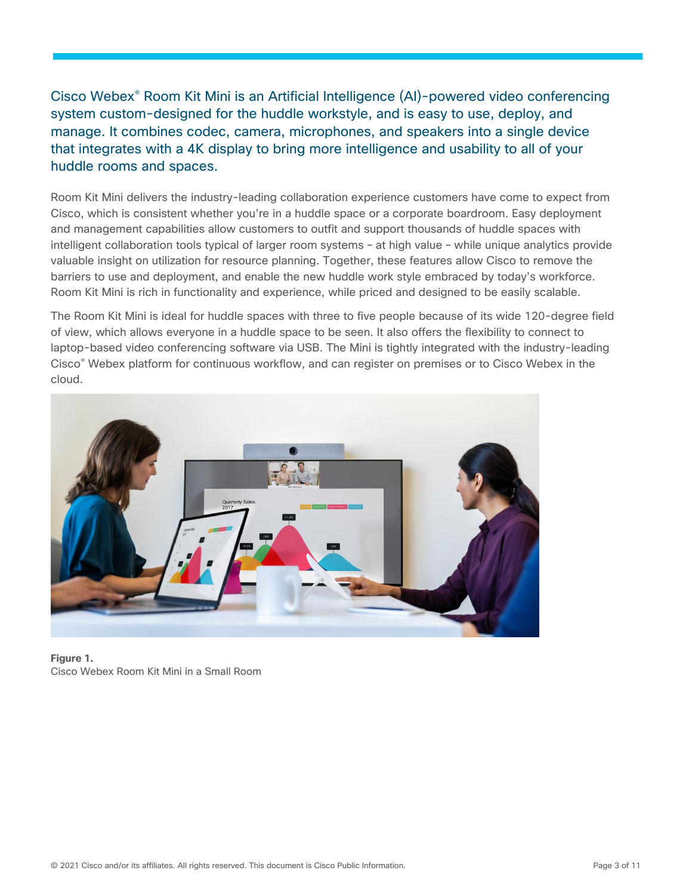Cisco Webex® Room Kit Mini is an Artificial Intelligence (AI)-powered video conferencing system custom-designed for the huddle workstyle, and is easy to use, deploy, and manage. It combines codec, camera, microphones, and speakers into a single device that integrates with a 4K display to bring more intelligence and usability to all of your huddle rooms and spaces.

Room Kit Mini delivers the industry-leading collaboration experience customers have come to expect from Cisco, which is consistent whether you're in a huddle space or a corporate boardroom. Easy deployment and management capabilities allow customers to outfit and support thousands of huddle spaces with intelligent collaboration tools typical of larger room systems – at high value – while unique analytics provide valuable insight on utilization for resource planning. Together, these features allow Cisco to remove the barriers to use and deployment, and enable the new huddle work style embraced by today's workforce. Room Kit Mini is rich in functionality and experience, while priced and designed to be easily scalable.

The Room Kit Mini is ideal for huddle spaces with three to five people because of its wide 120-degree field of view, which allows everyone in a huddle space to be seen. It also offers the flexibility to connect to laptop-based video conferencing software via USB. The Mini is tightly integrated with the industry-leading Cisco® Webex platform for continuous workflow, and can register on premises or to Cisco Webex in the cloud.

**Figure 1.**
Cisco Webex Room Kit Mini in a Small Room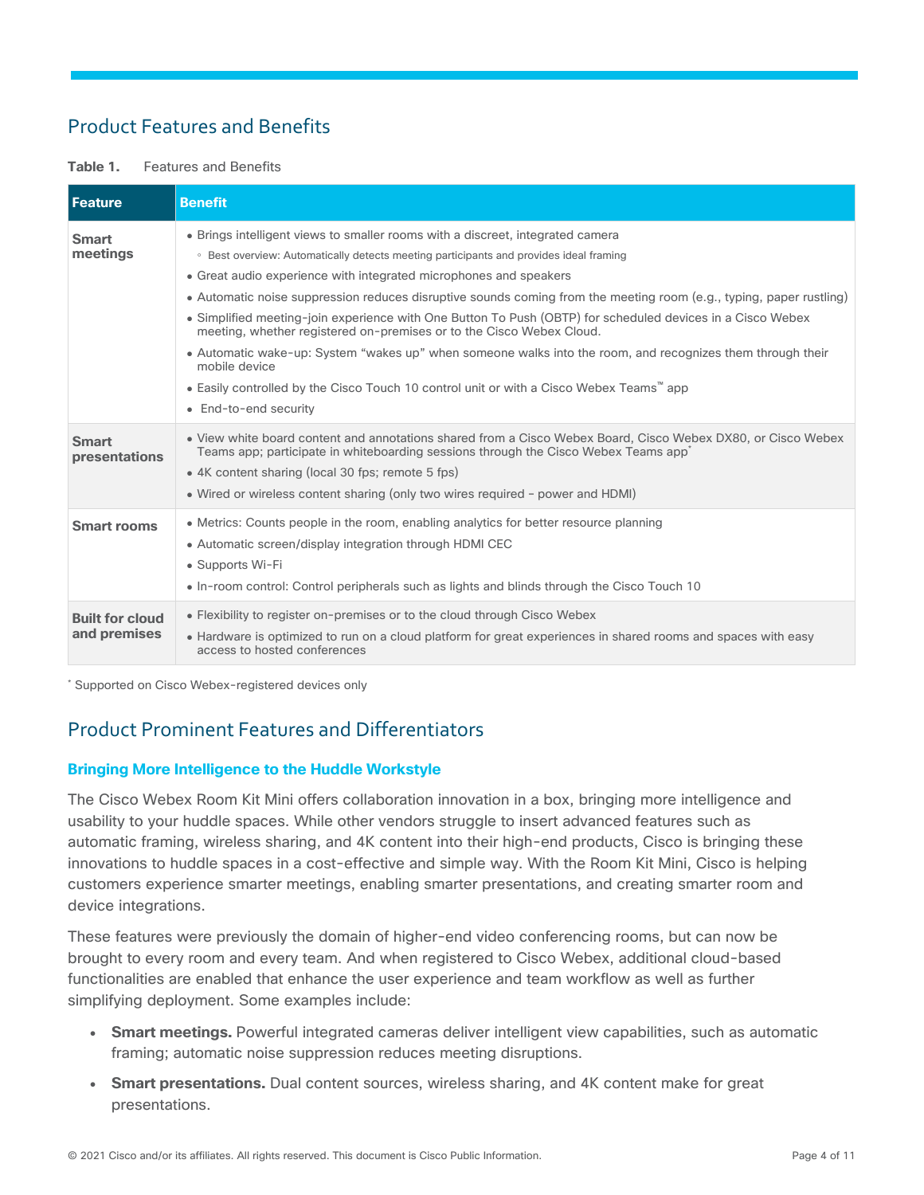## Product Features and Benefits

**Table 1.** Features and Benefits

| Feature | Benefit |
| --- | --- |
| **Smart meetings** | • Brings intelligent views to smaller rooms with a discreet, integrated camera<br>◦ Best overview: Automatically detects meeting participants and provides ideal framing<br>• Great audio experience with integrated microphones and speakers<br>• Automatic noise suppression reduces disruptive sounds coming from the meeting room (e.g., typing, paper rustling)<br>• Simplified meeting-join experience with One Button To Push (OBTP) for scheduled devices in a Cisco Webex meeting, whether registered on-premises or to the Cisco Webex Cloud.<br>• Automatic wake-up: System “wakes up” when someone walks into the room, and recognizes them through their mobile device<br>• Easily controlled by the Cisco Touch 10 control unit or with a Cisco Webex Teams™ app<br>• End-to-end security |
| **Smart presentations** | • View white board content and annotations shared from a Cisco Webex Board, Cisco Webex DX80, or Cisco Webex Teams app; participate in whiteboarding sessions through the Cisco Webex Teams app*<br>• 4K content sharing (local 30 fps; remote 5 fps)<br>• Wired or wireless content sharing (only two wires required - power and HDMI) |
| **Smart rooms** | • Metrics: Counts people in the room, enabling analytics for better resource planning<br>• Automatic screen/display integration through HDMI CEC<br>• Supports Wi-Fi<br>• In-room control: Control peripherals such as lights and blinds through the Cisco Touch 10 |
| **Built for cloud and premises** | • Flexibility to register on-premises or to the cloud through Cisco Webex<br>• Hardware is optimized to run on a cloud platform for great experiences in shared rooms and spaces with easy access to hosted conferences |

* Supported on Cisco Webex-registered devices only

## Product Prominent Features and Differentiators

### Bringing More Intelligence to the Huddle Workstyle

The Cisco Webex Room Kit Mini offers collaboration innovation in a box, bringing more intelligence and usability to your huddle spaces. While other vendors struggle to insert advanced features such as automatic framing, wireless sharing, and 4K content into their high-end products, Cisco is bringing these innovations to huddle spaces in a cost-effective and simple way. With the Room Kit Mini, Cisco is helping customers experience smarter meetings, enabling smarter presentations, and creating smarter room and device integrations.

These features were previously the domain of higher-end video conferencing rooms, but can now be brought to every room and every team. And when registered to Cisco Webex, additional cloud-based functionalities are enabled that enhance the user experience and team workflow as well as further simplifying deployment. Some examples include:

- **Smart meetings.** Powerful integrated cameras deliver intelligent view capabilities, such as automatic framing; automatic noise suppression reduces meeting disruptions.
- **Smart presentations.** Dual content sources, wireless sharing, and 4K content make for great presentations.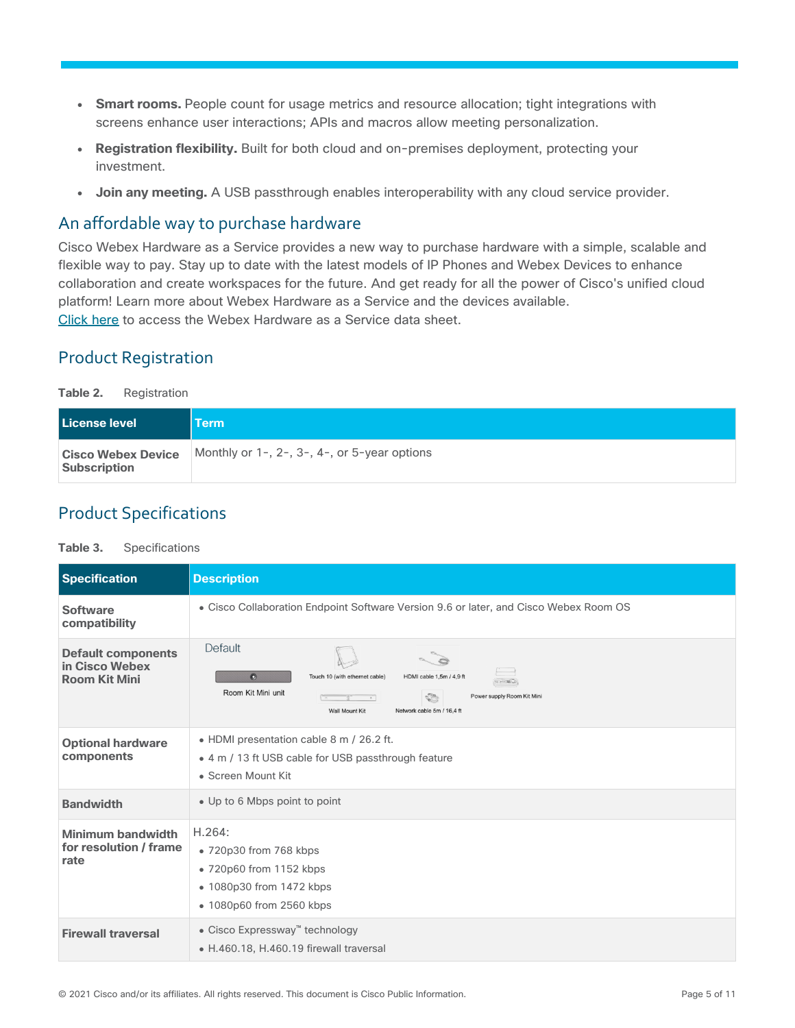- **Smart rooms.** People count for usage metrics and resource allocation; tight integrations with screens enhance user interactions; APIs and macros allow meeting personalization.
- **Registration flexibility.** Built for both cloud and on-premises deployment, protecting your investment.
- **Join any meeting.** A USB passthrough enables interoperability with any cloud service provider.

## An affordable way to purchase hardware

Cisco Webex Hardware as a Service provides a new way to purchase hardware with a simple, scalable and flexible way to pay. Stay up to date with the latest models of IP Phones and Webex Devices to enhance collaboration and create workspaces for the future. And get ready for all the power of Cisco's unified cloud platform! Learn more about Webex Hardware as a Service and the devices available.
Click here to access the Webex Hardware as a Service data sheet.

## Product Registration

**Table 2.** Registration

| License level | Term |
| --- | --- |
| **Cisco Webex Device Subscription** | Monthly or 1-, 2-, 3-, 4-, or 5-year options |

## Product Specifications

**Table 3.** Specifications

| Specification | Description |
| --- | --- |
| **Software compatibility** | • Cisco Collaboration Endpoint Software Version 9.6 or later, and Cisco Webex Room OS |
| **Default components in Cisco Webex Room Kit Mini** | Default: Room Kit Mini unit; Touch 10 (with ethernet cable); HDMI cable 1,5m / 4,9 ft; Wall Mount Kit; Network cable 5m / 16,4 ft; Power supply Room Kit Mini |
| **Optional hardware components** | • HDMI presentation cable 8 m / 26.2 ft.<br>• 4 m / 13 ft USB cable for USB passthrough feature<br>• Screen Mount Kit |
| **Bandwidth** | • Up to 6 Mbps point to point |
| **Minimum bandwidth for resolution / frame rate** | H.264:<br>• 720p30 from 768 kbps<br>• 720p60 from 1152 kbps<br>• 1080p30 from 1472 kbps<br>• 1080p60 from 2560 kbps |
| **Firewall traversal** | • Cisco Expressway™ technology<br>• H.460.18, H.460.19 firewall traversal |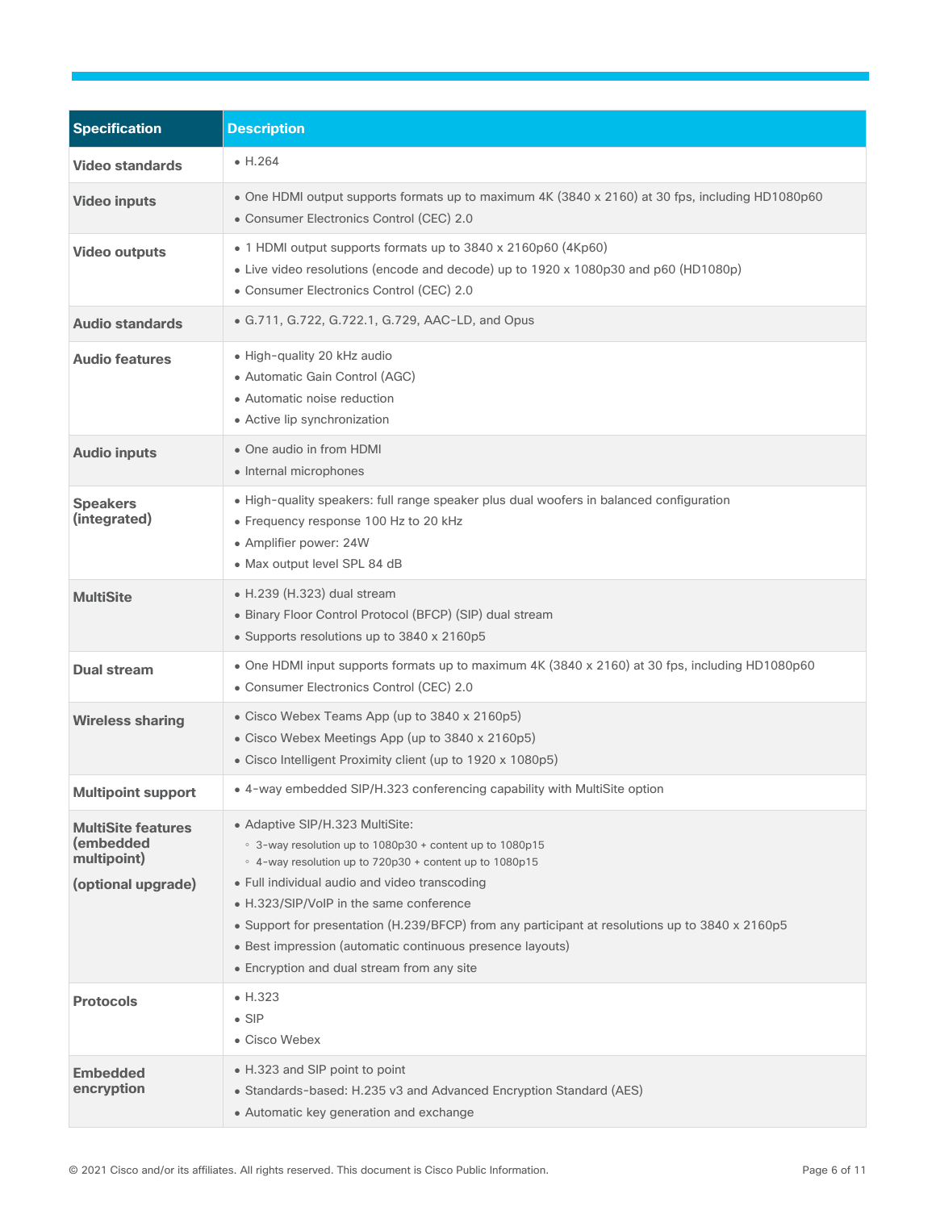| Specification | Description |
| --- | --- |
| **Video standards** | • H.264 |
| **Video inputs** | • One HDMI output supports formats up to maximum 4K (3840 x 2160) at 30 fps, including HD1080p60<br>• Consumer Electronics Control (CEC) 2.0 |
| **Video outputs** | • 1 HDMI output supports formats up to 3840 x 2160p60 (4Kp60)<br>• Live video resolutions (encode and decode) up to 1920 x 1080p30 and p60 (HD1080p)<br>• Consumer Electronics Control (CEC) 2.0 |
| **Audio standards** | • G.711, G.722, G.722.1, G.729, AAC-LD, and Opus |
| **Audio features** | • High-quality 20 kHz audio<br>• Automatic Gain Control (AGC)<br>• Automatic noise reduction<br>• Active lip synchronization |
| **Audio inputs** | • One audio in from HDMI<br>• Internal microphones |
| **Speakers (integrated)** | • High-quality speakers: full range speaker plus dual woofers in balanced configuration<br>• Frequency response 100 Hz to 20 kHz<br>• Amplifier power: 24W<br>• Max output level SPL 84 dB |
| **MultiSite** | • H.239 (H.323) dual stream<br>• Binary Floor Control Protocol (BFCP) (SIP) dual stream<br>• Supports resolutions up to 3840 x 2160p5 |
| **Dual stream** | • One HDMI input supports formats up to maximum 4K (3840 x 2160) at 30 fps, including HD1080p60<br>• Consumer Electronics Control (CEC) 2.0 |
| **Wireless sharing** | • Cisco Webex Teams App (up to 3840 x 2160p5)<br>• Cisco Webex Meetings App (up to 3840 x 2160p5)<br>• Cisco Intelligent Proximity client (up to 1920 x 1080p5) |
| **Multipoint support** | • 4-way embedded SIP/H.323 conferencing capability with MultiSite option |
| **MultiSite features (embedded multipoint) (optional upgrade)** | • Adaptive SIP/H.323 MultiSite:<br>&nbsp;&nbsp;◦ 3-way resolution up to 1080p30 + content up to 1080p15<br>&nbsp;&nbsp;◦ 4-way resolution up to 720p30 + content up to 1080p15<br>• Full individual audio and video transcoding<br>• H.323/SIP/VoIP in the same conference<br>• Support for presentation (H.239/BFCP) from any participant at resolutions up to 3840 x 2160p5<br>• Best impression (automatic continuous presence layouts)<br>• Encryption and dual stream from any site |
| **Protocols** | • H.323<br>• SIP<br>• Cisco Webex |
| **Embedded encryption** | • H.323 and SIP point to point<br>• Standards-based: H.235 v3 and Advanced Encryption Standard (AES)<br>• Automatic key generation and exchange |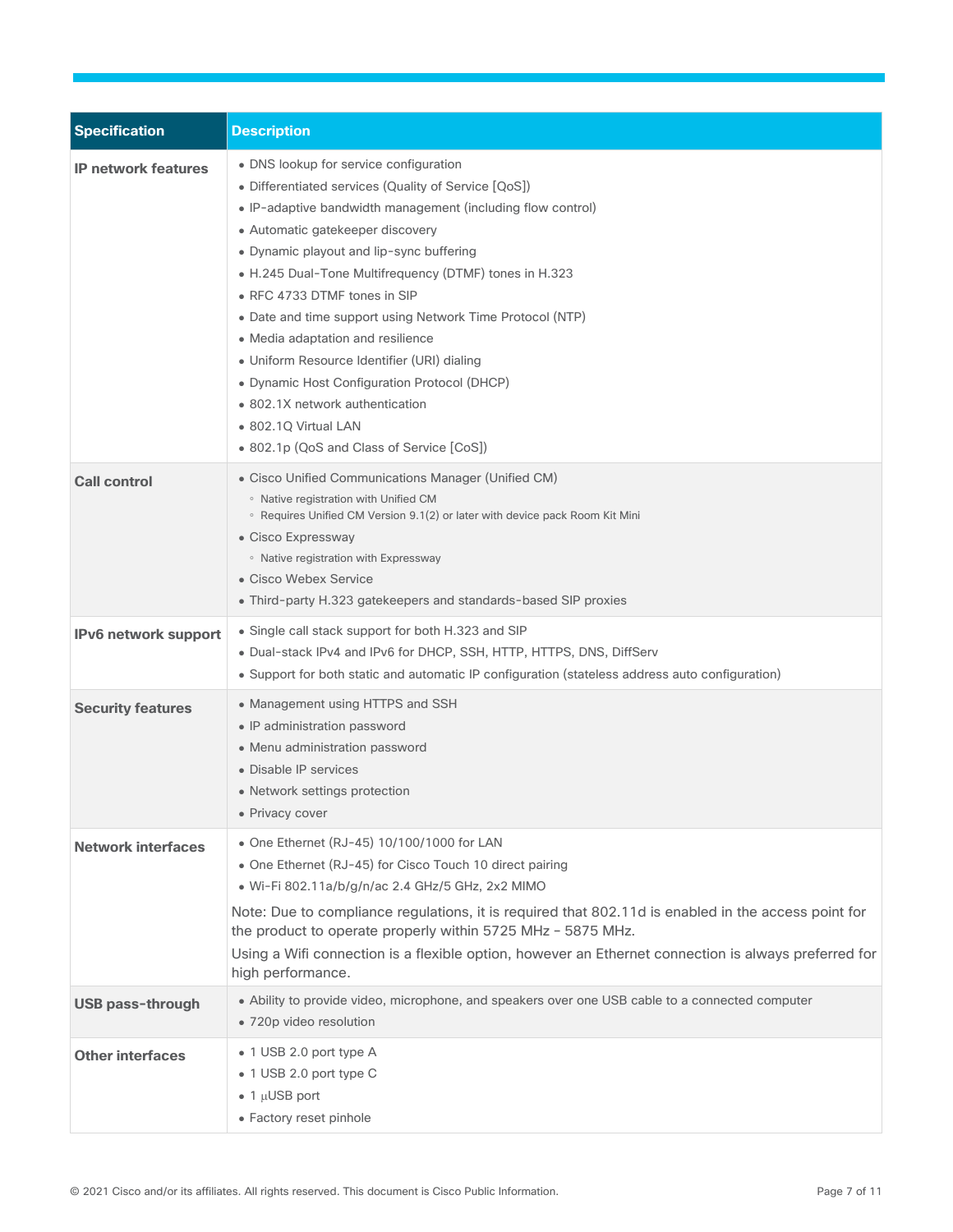| Specification | Description |
| --- | --- |
| **IP network features** | • DNS lookup for service configuration<br>• Differentiated services (Quality of Service [QoS])<br>• IP-adaptive bandwidth management (including flow control)<br>• Automatic gatekeeper discovery<br>• Dynamic playout and lip-sync buffering<br>• H.245 Dual-Tone Multifrequency (DTMF) tones in H.323<br>• RFC 4733 DTMF tones in SIP<br>• Date and time support using Network Time Protocol (NTP)<br>• Media adaptation and resilience<br>• Uniform Resource Identifier (URI) dialing<br>• Dynamic Host Configuration Protocol (DHCP)<br>• 802.1X network authentication<br>• 802.1Q Virtual LAN<br>• 802.1p (QoS and Class of Service [CoS]) |
| **Call control** | • Cisco Unified Communications Manager (Unified CM)<br>&nbsp;&nbsp;◦ Native registration with Unified CM<br>&nbsp;&nbsp;◦ Requires Unified CM Version 9.1(2) or later with device pack Room Kit Mini<br>• Cisco Expressway<br>&nbsp;&nbsp;◦ Native registration with Expressway<br>• Cisco Webex Service<br>• Third-party H.323 gatekeepers and standards-based SIP proxies |
| **IPv6 network support** | • Single call stack support for both H.323 and SIP<br>• Dual-stack IPv4 and IPv6 for DHCP, SSH, HTTP, HTTPS, DNS, DiffServ<br>• Support for both static and automatic IP configuration (stateless address auto configuration) |
| **Security features** | • Management using HTTPS and SSH<br>• IP administration password<br>• Menu administration password<br>• Disable IP services<br>• Network settings protection<br>• Privacy cover |
| **Network interfaces** | • One Ethernet (RJ-45) 10/100/1000 for LAN<br>• One Ethernet (RJ-45) for Cisco Touch 10 direct pairing<br>• Wi-Fi 802.11a/b/g/n/ac 2.4 GHz/5 GHz, 2x2 MIMO<br>Note: Due to compliance regulations, it is required that 802.11d is enabled in the access point for the product to operate properly within 5725 MHz – 5875 MHz.<br>Using a Wifi connection is a flexible option, however an Ethernet connection is always preferred for high performance. |
| **USB pass-through** | • Ability to provide video, microphone, and speakers over one USB cable to a connected computer<br>• 720p video resolution |
| **Other interfaces** | • 1 USB 2.0 port type A<br>• 1 USB 2.0 port type C<br>• 1 µUSB port<br>• Factory reset pinhole |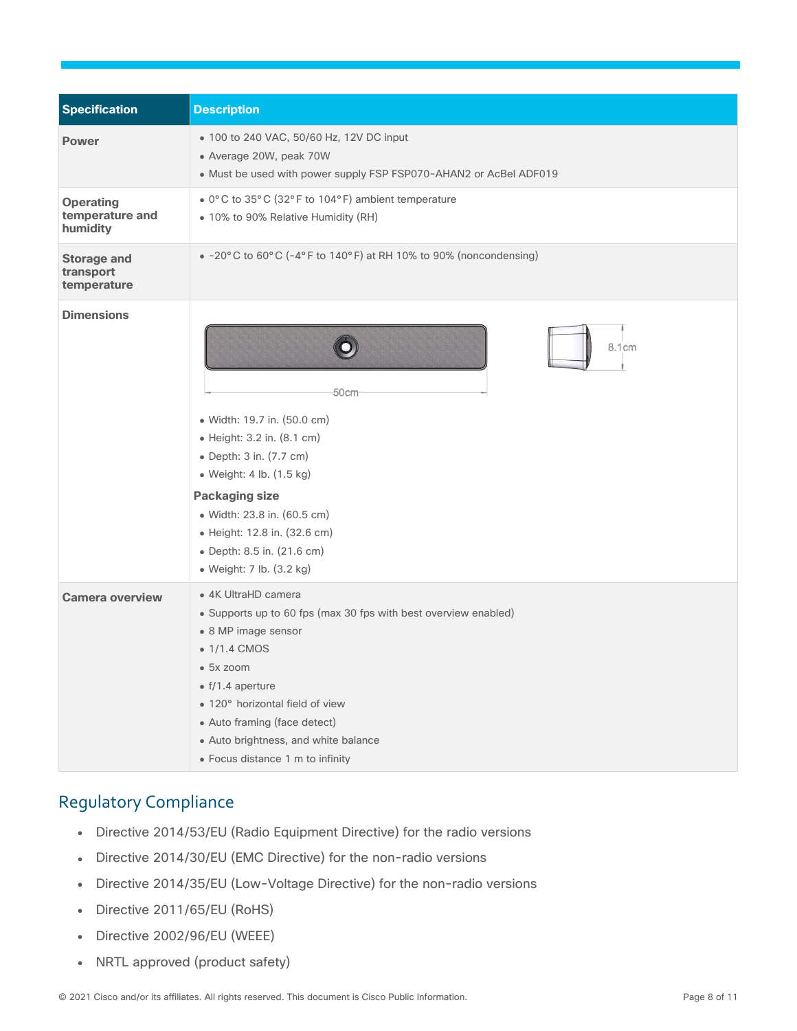| Specification | Description |
| --- | --- |
| Power | • 100 to 240 VAC, 50/60 Hz, 12V DC input<br>• Average 20W, peak 70W<br>• Must be used with power supply FSP FSP070-AHAN2 or AcBel ADF019 |
| Operating temperature and humidity | • 0°C to 35°C (32°F to 104°F) ambient temperature<br>• 10% to 90% Relative Humidity (RH) |
| Storage and transport temperature | • -20°C to 60°C (-4°F to 140°F) at RH 10% to 90% (noncondensing) |
| Dimensions | 50cm 8.1cm<br>• Width: 19.7 in. (50.0 cm)<br>• Height: 3.2 in. (8.1 cm)<br>• Depth: 3 in. (7.7 cm)<br>• Weight: 4 lb. (1.5 kg)<br>**Packaging size**<br>• Width: 23.8 in. (60.5 cm)<br>• Height: 12.8 in. (32.6 cm)<br>• Depth: 8.5 in. (21.6 cm)<br>• Weight: 7 lb. (3.2 kg) |
| Camera overview | • 4K UltraHD camera<br>• Supports up to 60 fps (max 30 fps with best overview enabled)<br>• 8 MP image sensor<br>• 1/1.4 CMOS<br>• 5x zoom<br>• f/1.4 aperture<br>• 120° horizontal field of view<br>• Auto framing (face detect)<br>• Auto brightness, and white balance<br>• Focus distance 1 m to infinity |

## Regulatory Compliance

- Directive 2014/53/EU (Radio Equipment Directive) for the radio versions
- Directive 2014/30/EU (EMC Directive) for the non-radio versions
- Directive 2014/35/EU (Low-Voltage Directive) for the non-radio versions
- Directive 2011/65/EU (RoHS)
- Directive 2002/96/EU (WEEE)
- NRTL approved (product safety)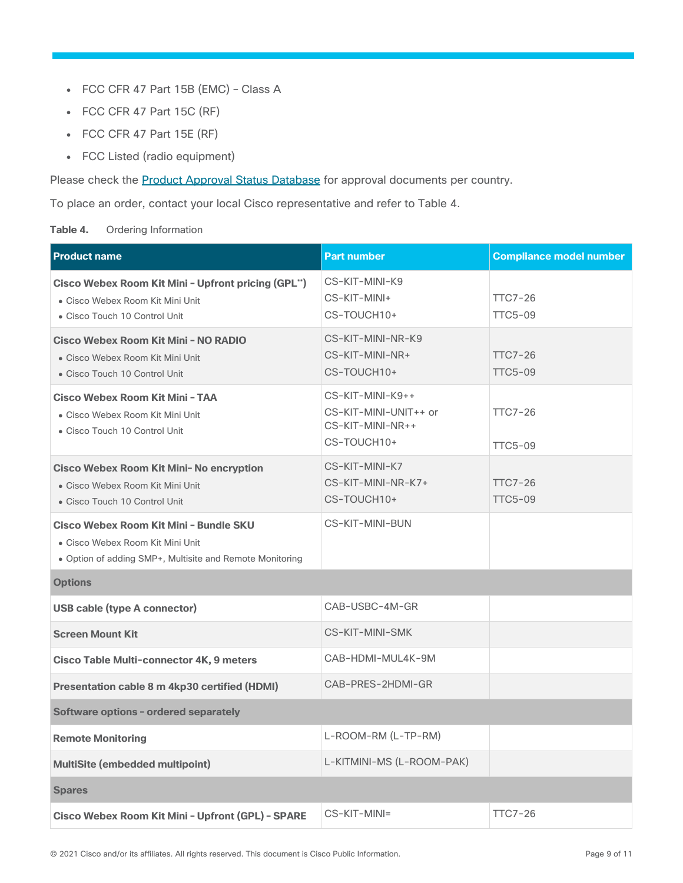- FCC CFR 47 Part 15B (EMC) - Class A
- FCC CFR 47 Part 15C (RF)
- FCC CFR 47 Part 15E (RF)
- FCC Listed (radio equipment)

Please check the [Product Approval Status Database](#) for approval documents per country.

To place an order, contact your local Cisco representative and refer to Table 4.

**Table 4.** Ordering Information

| Product name | Part number | Compliance model number |
|---|---|---|
| **Cisco Webex Room Kit Mini - Upfront pricing (GPL**)**<br>• Cisco Webex Room Kit Mini Unit<br>• Cisco Touch 10 Control Unit | CS-KIT-MINI-K9<br>CS-KIT-MINI+<br>CS-TOUCH10+ | TTC7-26<br>TTC5-09 |
| **Cisco Webex Room Kit Mini - NO RADIO**<br>• Cisco Webex Room Kit Mini Unit<br>• Cisco Touch 10 Control Unit | CS-KIT-MINI-NR-K9<br>CS-KIT-MINI-NR+<br>CS-TOUCH10+ | TTC7-26<br>TTC5-09 |
| **Cisco Webex Room Kit Mini - TAA**<br>• Cisco Webex Room Kit Mini Unit<br>• Cisco Touch 10 Control Unit | CS-KIT-MINI-K9++<br>CS-KIT-MINI-UNIT++ or CS-KIT-MINI-NR++<br>CS-TOUCH10+ | TTC7-26<br>TTC5-09 |
| **Cisco Webex Room Kit Mini- No encryption**<br>• Cisco Webex Room Kit Mini Unit<br>• Cisco Touch 10 Control Unit | CS-KIT-MINI-K7<br>CS-KIT-MINI-NR-K7+<br>CS-TOUCH10+ | TTC7-26<br>TTC5-09 |
| **Cisco Webex Room Kit Mini - Bundle SKU**<br>• Cisco Webex Room Kit Mini Unit<br>• Option of adding SMP+, Multisite and Remote Monitoring | CS-KIT-MINI-BUN | |
| **Options** | | |
| **USB cable (type A connector)** | CAB-USBC-4M-GR | |
| **Screen Mount Kit** | CS-KIT-MINI-SMK | |
| **Cisco Table Multi-connector 4K, 9 meters** | CAB-HDMI-MUL4K-9M | |
| **Presentation cable 8 m 4kp30 certified (HDMI)** | CAB-PRES-2HDMI-GR | |
| **Software options - ordered separately** | | |
| **Remote Monitoring** | L-ROOM-RM (L-TP-RM) | |
| **MultiSite (embedded multipoint)** | L-KITMINI-MS (L-ROOM-PAK) | |
| **Spares** | | |
| **Cisco Webex Room Kit Mini - Upfront (GPL) - SPARE** | CS-KIT-MINI= | TTC7-26 |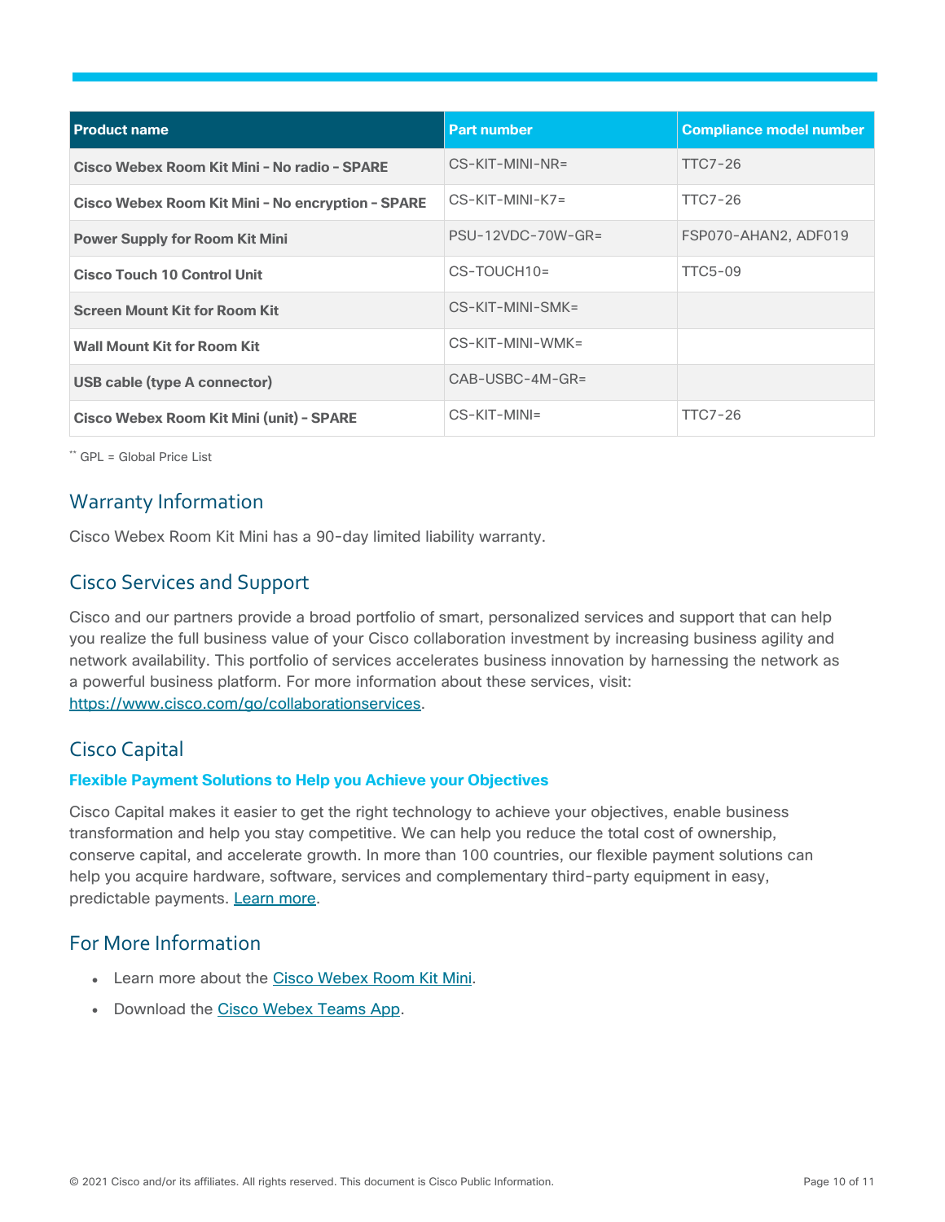| Product name | Part number | Compliance model number |
| --- | --- | --- |
| **Cisco Webex Room Kit Mini - No radio - SPARE** | CS-KIT-MINI-NR= | TTC7-26 |
| **Cisco Webex Room Kit Mini - No encryption - SPARE** | CS-KIT-MINI-K7= | TTC7-26 |
| **Power Supply for Room Kit Mini** | PSU-12VDC-70W-GR= | FSP070-AHAN2, ADF019 |
| **Cisco Touch 10 Control Unit** | CS-TOUCH10= | TTC5-09 |
| **Screen Mount Kit for Room Kit** | CS-KIT-MINI-SMK= | |
| **Wall Mount Kit for Room Kit** | CS-KIT-MINI-WMK= | |
| **USB cable (type A connector)** | CAB-USBC-4M-GR= | |
| **Cisco Webex Room Kit Mini (unit) - SPARE** | CS-KIT-MINI= | TTC7-26 |

** GPL = Global Price List

## Warranty Information

Cisco Webex Room Kit Mini has a 90-day limited liability warranty.

## Cisco Services and Support

Cisco and our partners provide a broad portfolio of smart, personalized services and support that can help you realize the full business value of your Cisco collaboration investment by increasing business agility and network availability. This portfolio of services accelerates business innovation by harnessing the network as a powerful business platform. For more information about these services, visit: https://www.cisco.com/go/collaborationservices.

## Cisco Capital

### Flexible Payment Solutions to Help you Achieve your Objectives

Cisco Capital makes it easier to get the right technology to achieve your objectives, enable business transformation and help you stay competitive. We can help you reduce the total cost of ownership, conserve capital, and accelerate growth. In more than 100 countries, our flexible payment solutions can help you acquire hardware, software, services and complementary third-party equipment in easy, predictable payments. Learn more.

## For More Information

- Learn more about the Cisco Webex Room Kit Mini.
- Download the Cisco Webex Teams App.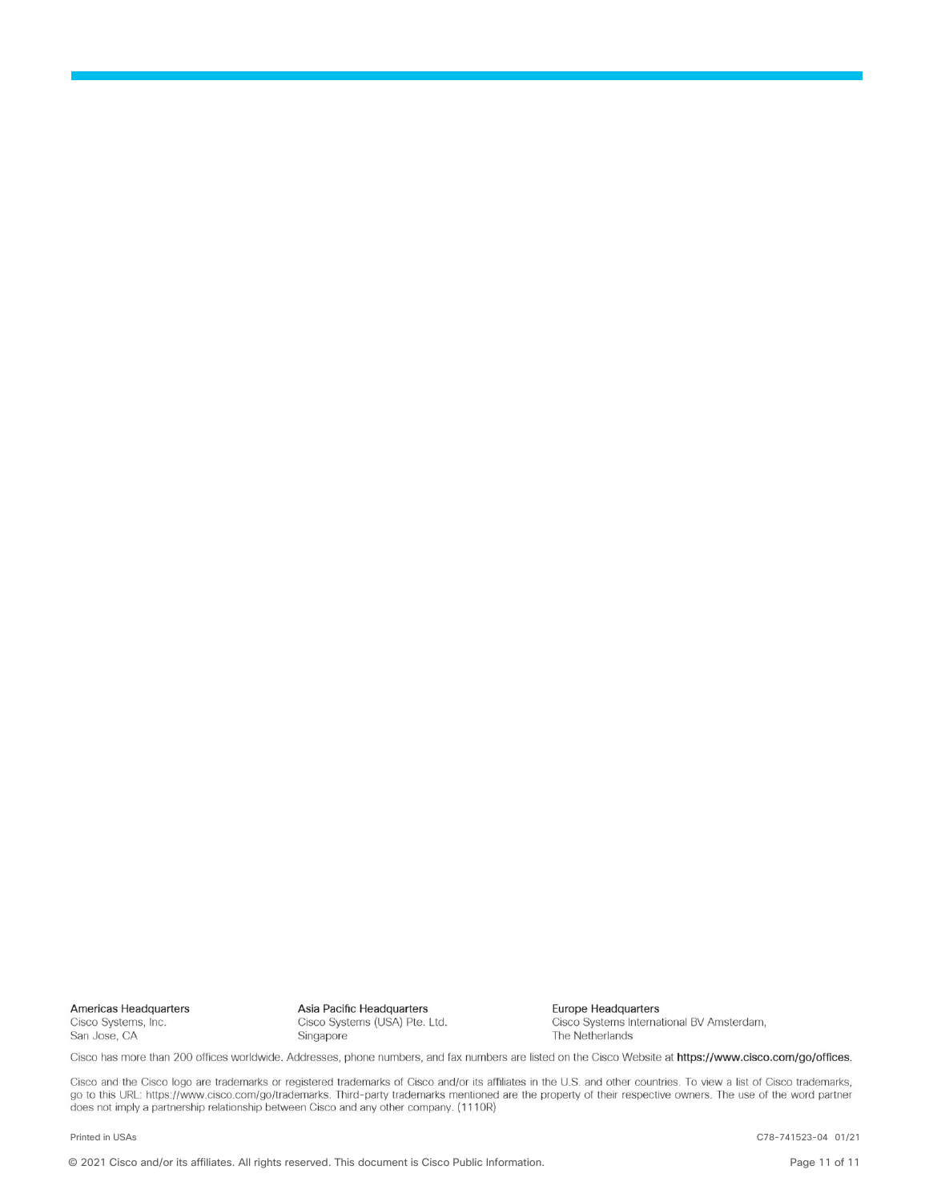**Americas Headquarters**
Cisco Systems, Inc.
San Jose, CA

**Asia Pacific Headquarters**
Cisco Systems (USA) Pte. Ltd.
Singapore

**Europe Headquarters**
Cisco Systems International BV Amsterdam,
The Netherlands

Cisco has more than 200 offices worldwide. Addresses, phone numbers, and fax numbers are listed on the Cisco Website at **https://www.cisco.com/go/offices**.

Cisco and the Cisco logo are trademarks or registered trademarks of Cisco and/or its affiliates in the U.S. and other countries. To view a list of Cisco trademarks, go to this URL: https://www.cisco.com/go/trademarks. Third-party trademarks mentioned are the property of their respective owners. The use of the word partner does not imply a partnership relationship between Cisco and any other company. (1110R)

Printed in USAs

C78-741523-04 01/21

© 2021 Cisco and/or its affiliates. All rights reserved. This document is Cisco Public Information.